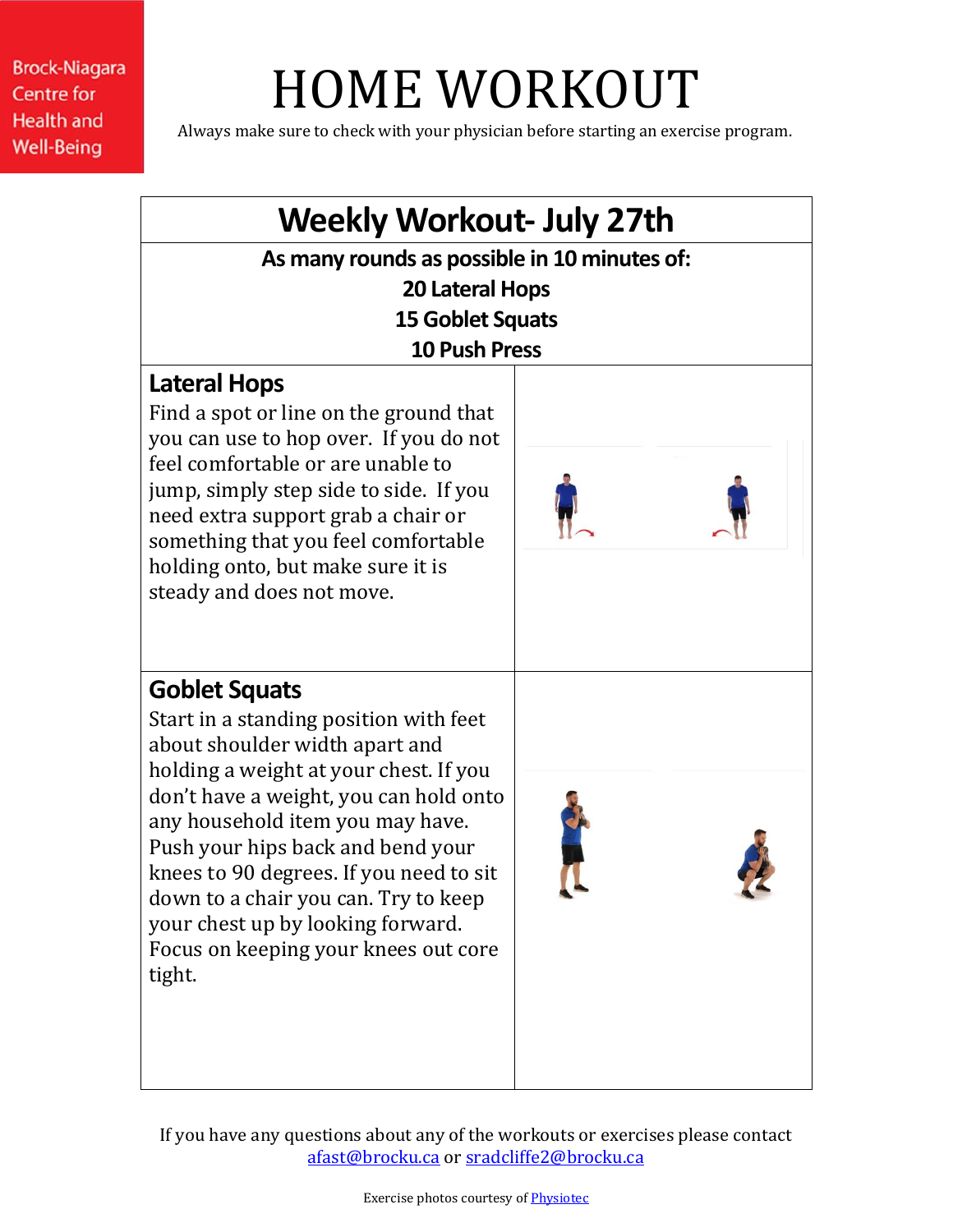Brock-Niagara Centre for Health and Well-Being

# HOME WORKOUT

Always make sure to check with your physician before starting an exercise program.

## Weekly Workout- July 27th

**As many rounds as possible in 10 minutes of:**

**20 Lateral Hops**

**15 Goblet Squats**

**10 Push Press**

### Lateral Hops

Find a spot or line on the ground that you can use to hop over. If you do not feel comfortable or are unable to jump, simply step side to side. If you need extra support grab a chair or something that you feel comfortable holding onto, but make sure it is steady and does not move.

### Goblet Squats

Start in a standing position with feet about shoulder width apart and holding a weight at your chest. If you don't have a weight, you can hold onto any household item you may have. Push your hips back and bend your knees to 90 degrees. If you need to sit down to a chair you can. Try to keep your chest up by looking forward. Focus on keeping your knees out core tight.

If you have any questions about any of the workouts or exercises please contact afast@brocku.ca or sradcliffe2@brocku.ca

Exercise photos courtesy of Physiotec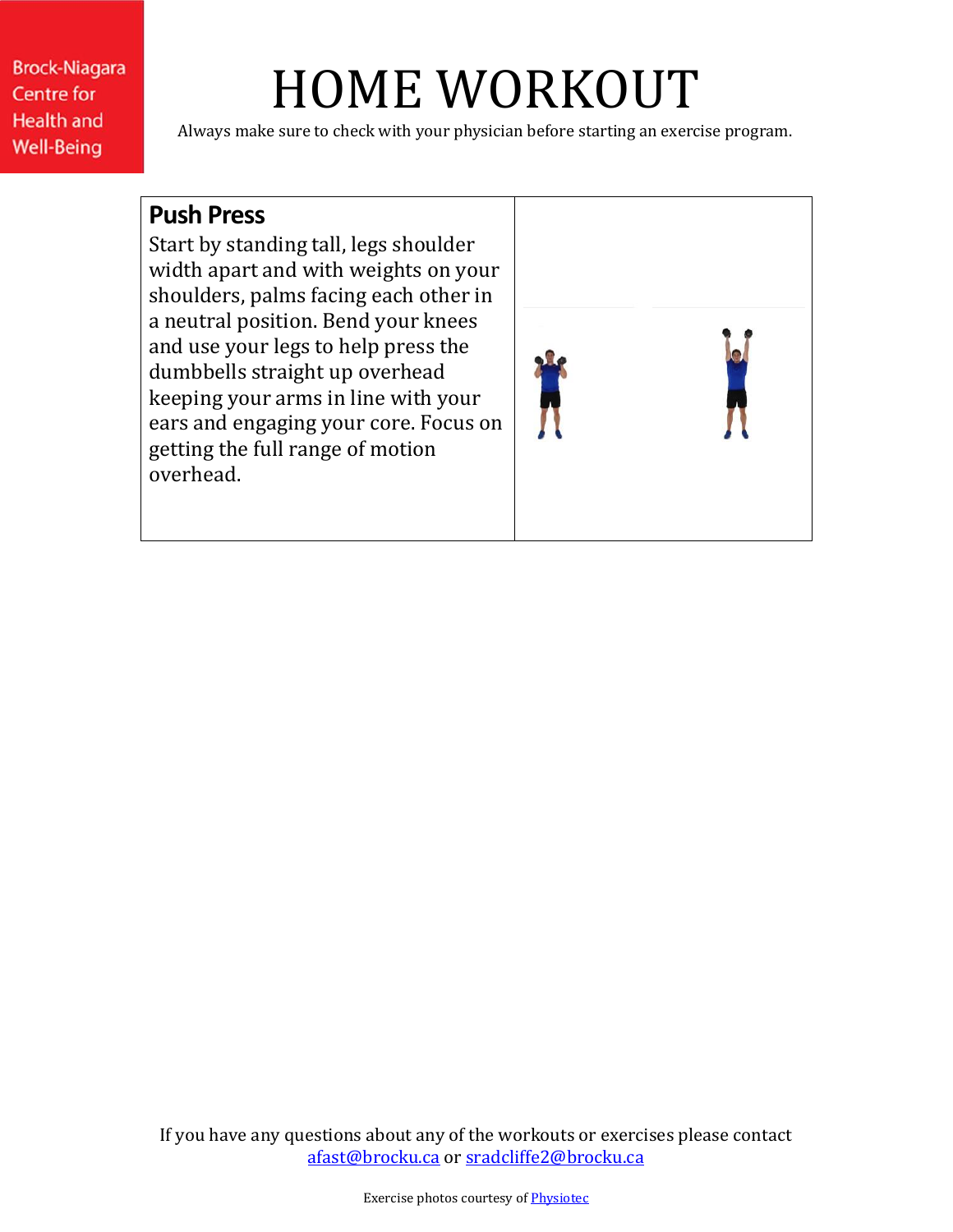# HOME WORKOUT

Always make sure to check with your physician before starting an exercise program.

| **Push Press** Start by standing tall, legs shoulder width apart and with weights on your shoulders, palms facing each other in a neutral position. Bend your knees and use your legs to help press the dumbbells straight up overhead keeping your arms in line with your ears and engaging your core. Focus on getting the full range of motion overhead. | |
|---|---|

If you have any questions about any of the workouts or exercises please contact afast@brocku.ca or sradcliffe2@brocku.ca

Exercise photos courtesy of Physiotec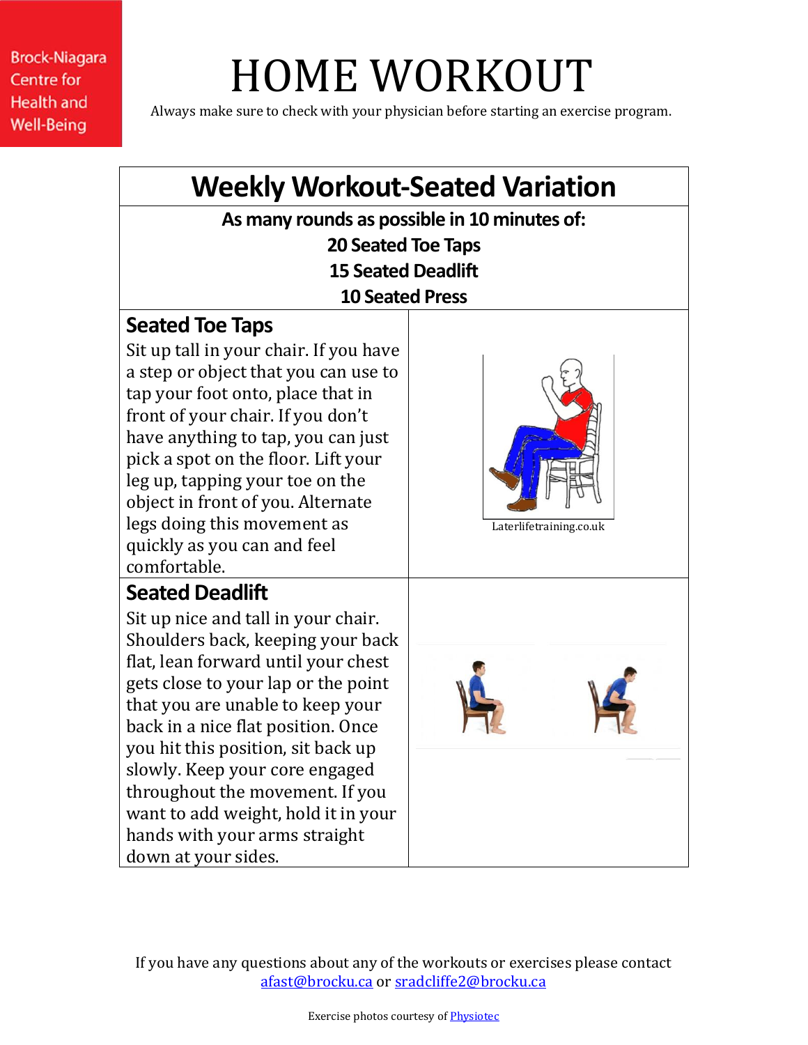Brock-Niagara Centre for Health and Well-Being

# HOME WORKOUT

Always make sure to check with your physician before starting an exercise program.

## Weekly Workout-Seated Variation

**As many rounds as possible in 10 minutes of:**
**20 Seated Toe Taps**
**15 Seated Deadlift**
**10 Seated Press**

### Seated Toe Taps

Sit up tall in your chair. If you have a step or object that you can use to tap your foot onto, place that in front of your chair. If you don't have anything to tap, you can just pick a spot on the floor. Lift your leg up, tapping your toe on the object in front of you. Alternate legs doing this movement as quickly as you can and feel comfortable.

Laterlifetraining.co.uk

### Seated Deadlift

Sit up nice and tall in your chair. Shoulders back, keeping your back flat, lean forward until your chest gets close to your lap or the point that you are unable to keep your back in a nice flat position. Once you hit this position, sit back up slowly. Keep your core engaged throughout the movement. If you want to add weight, hold it in your hands with your arms straight down at your sides.

If you have any questions about any of the workouts or exercises please contact [afast@brocku.ca](mailto:afast@brocku.ca) or [sradcliffe2@brocku.ca](mailto:sradcliffe2@brocku.ca)

Exercise photos courtesy of Physiotec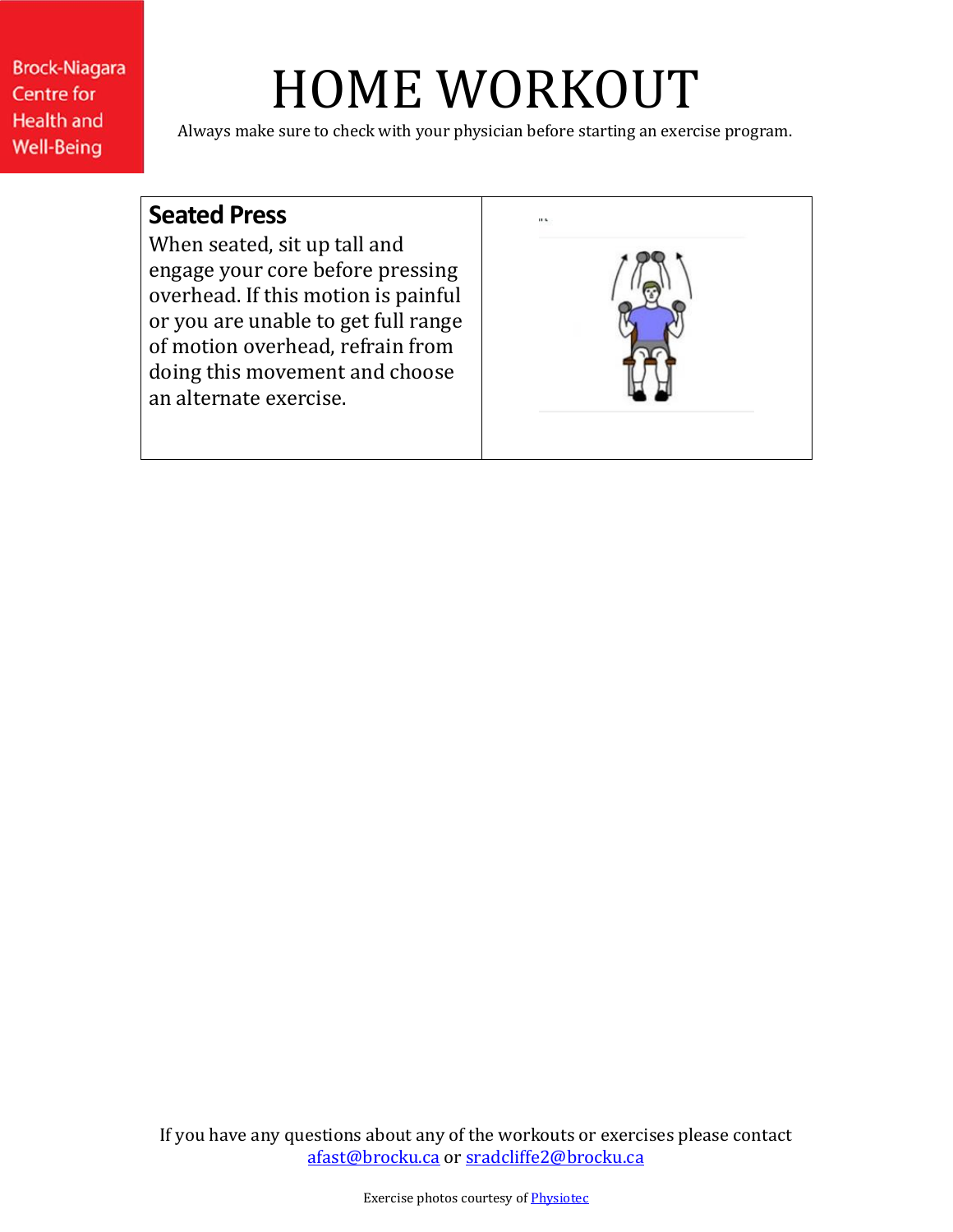# HOME WORKOUT

Always make sure to check with your physician before starting an exercise program.

| | |
|---|---|
| **Seated Press**<br>When seated, sit up tall and engage your core before pressing overhead. If this motion is painful or you are unable to get full range of motion overhead, refrain from doing this movement and choose an alternate exercise. | |

If you have any questions about any of the workouts or exercises please contact afast@brocku.ca or sradcliffe2@brocku.ca

Exercise photos courtesy of Physiotec